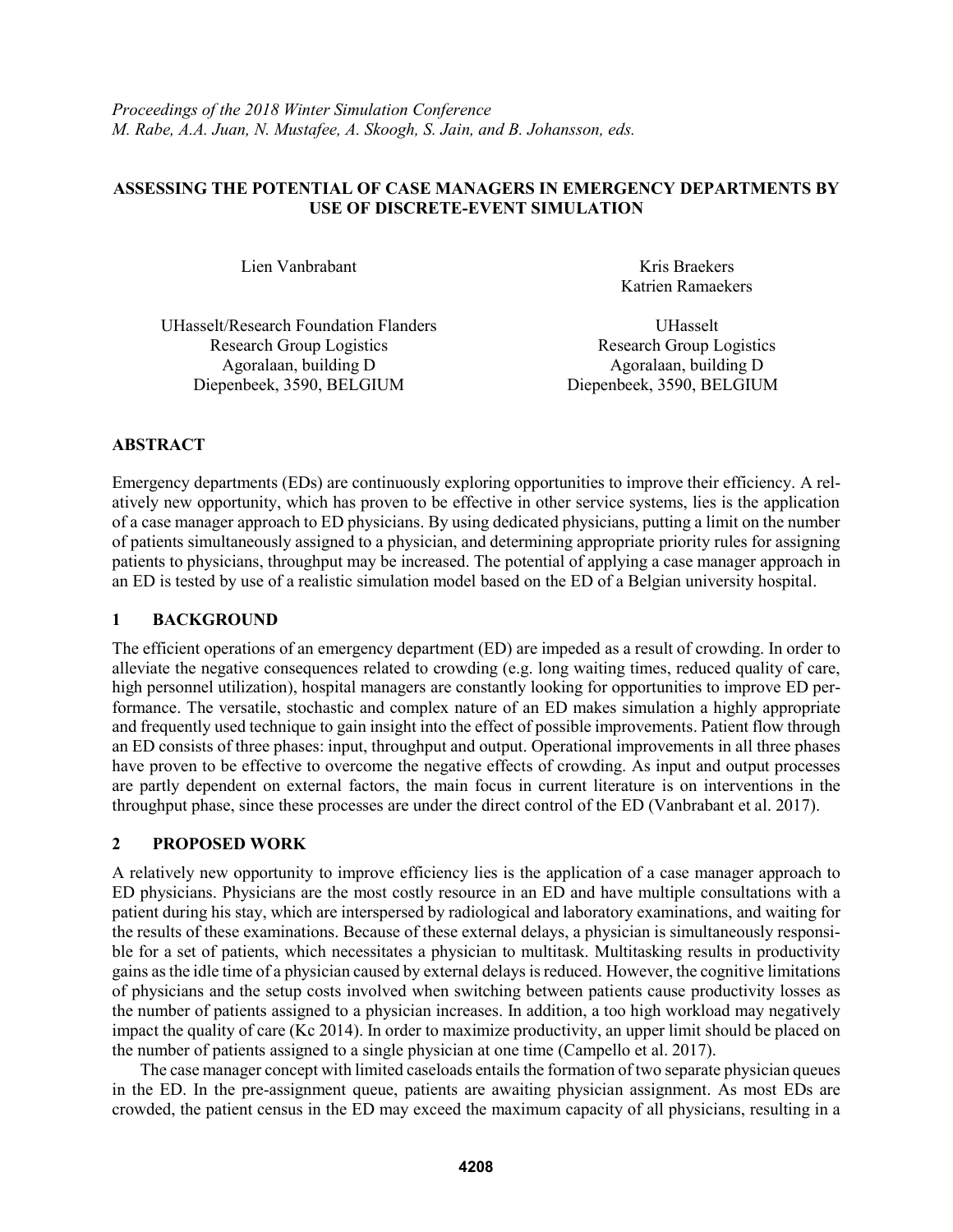*Proceedings of the 2018 Winter Simulation Conference*
*M. Rabe, A.A. Juan, N. Mustafee, A. Skoogh, S. Jain, and B. Johansson, eds.*

# ASSESSING THE POTENTIAL OF CASE MANAGERS IN EMERGENCY DEPARTMENTS BY USE OF DISCRETE-EVENT SIMULATION

Lien Vanbrabant

UHasselt/Research Foundation Flanders
Research Group Logistics
Agoralaan, building D
Diepenbeek, 3590, BELGIUM

Kris Braekers
Katrien Ramaekers

UHasselt
Research Group Logistics
Agoralaan, building D
Diepenbeek, 3590, BELGIUM

## ABSTRACT

Emergency departments (EDs) are continuously exploring opportunities to improve their efficiency. A relatively new opportunity, which has proven to be effective in other service systems, lies is the application of a case manager approach to ED physicians. By using dedicated physicians, putting a limit on the number of patients simultaneously assigned to a physician, and determining appropriate priority rules for assigning patients to physicians, throughput may be increased. The potential of applying a case manager approach in an ED is tested by use of a realistic simulation model based on the ED of a Belgian university hospital.

## 1 BACKGROUND

The efficient operations of an emergency department (ED) are impeded as a result of crowding. In order to alleviate the negative consequences related to crowding (e.g. long waiting times, reduced quality of care, high personnel utilization), hospital managers are constantly looking for opportunities to improve ED performance. The versatile, stochastic and complex nature of an ED makes simulation a highly appropriate and frequently used technique to gain insight into the effect of possible improvements. Patient flow through an ED consists of three phases: input, throughput and output. Operational improvements in all three phases have proven to be effective to overcome the negative effects of crowding. As input and output processes are partly dependent on external factors, the main focus in current literature is on interventions in the throughput phase, since these processes are under the direct control of the ED (Vanbrabant et al. 2017).

## 2 PROPOSED WORK

A relatively new opportunity to improve efficiency lies is the application of a case manager approach to ED physicians. Physicians are the most costly resource in an ED and have multiple consultations with a patient during his stay, which are interspersed by radiological and laboratory examinations, and waiting for the results of these examinations. Because of these external delays, a physician is simultaneously responsible for a set of patients, which necessitates a physician to multitask. Multitasking results in productivity gains as the idle time of a physician caused by external delays is reduced. However, the cognitive limitations of physicians and the setup costs involved when switching between patients cause productivity losses as the number of patients assigned to a physician increases. In addition, a too high workload may negatively impact the quality of care (Kc 2014). In order to maximize productivity, an upper limit should be placed on the number of patients assigned to a single physician at one time (Campello et al. 2017).

The case manager concept with limited caseloads entails the formation of two separate physician queues in the ED. In the pre-assignment queue, patients are awaiting physician assignment. As most EDs are crowded, the patient census in the ED may exceed the maximum capacity of all physicians, resulting in a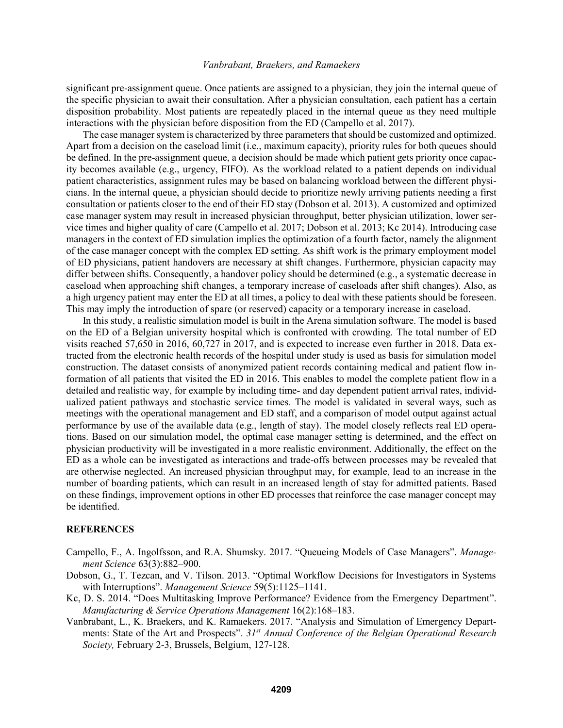significant pre-assignment queue. Once patients are assigned to a physician, they join the internal queue of the specific physician to await their consultation. After a physician consultation, each patient has a certain disposition probability. Most patients are repeatedly placed in the internal queue as they need multiple interactions with the physician before disposition from the ED (Campello et al. 2017).

The case manager system is characterized by three parameters that should be customized and optimized. Apart from a decision on the caseload limit (i.e., maximum capacity), priority rules for both queues should be defined. In the pre-assignment queue, a decision should be made which patient gets priority once capacity becomes available (e.g., urgency, FIFO). As the workload related to a patient depends on individual patient characteristics, assignment rules may be based on balancing workload between the different physicians. In the internal queue, a physician should decide to prioritize newly arriving patients needing a first consultation or patients closer to the end of their ED stay (Dobson et al. 2013). A customized and optimized case manager system may result in increased physician throughput, better physician utilization, lower service times and higher quality of care (Campello et al. 2017; Dobson et al. 2013; Kc 2014). Introducing case managers in the context of ED simulation implies the optimization of a fourth factor, namely the alignment of the case manager concept with the complex ED setting. As shift work is the primary employment model of ED physicians, patient handovers are necessary at shift changes. Furthermore, physician capacity may differ between shifts. Consequently, a handover policy should be determined (e.g., a systematic decrease in caseload when approaching shift changes, a temporary increase of caseloads after shift changes). Also, as a high urgency patient may enter the ED at all times, a policy to deal with these patients should be foreseen. This may imply the introduction of spare (or reserved) capacity or a temporary increase in caseload.

In this study, a realistic simulation model is built in the Arena simulation software. The model is based on the ED of a Belgian university hospital which is confronted with crowding. The total number of ED visits reached 57,650 in 2016, 60,727 in 2017, and is expected to increase even further in 2018. Data extracted from the electronic health records of the hospital under study is used as basis for simulation model construction. The dataset consists of anonymized patient records containing medical and patient flow information of all patients that visited the ED in 2016. This enables to model the complete patient flow in a detailed and realistic way, for example by including time- and day dependent patient arrival rates, individualized patient pathways and stochastic service times. The model is validated in several ways, such as meetings with the operational management and ED staff, and a comparison of model output against actual performance by use of the available data (e.g., length of stay). The model closely reflects real ED operations. Based on our simulation model, the optimal case manager setting is determined, and the effect on physician productivity will be investigated in a more realistic environment. Additionally, the effect on the ED as a whole can be investigated as interactions and trade-offs between processes may be revealed that are otherwise neglected. An increased physician throughput may, for example, lead to an increase in the number of boarding patients, which can result in an increased length of stay for admitted patients. Based on these findings, improvement options in other ED processes that reinforce the case manager concept may be identified.

## REFERENCES

Campello, F., A. Ingolfsson, and R.A. Shumsky. 2017. "Queueing Models of Case Managers". *Management Science* 63(3):882–900.

Dobson, G., T. Tezcan, and V. Tilson. 2013. "Optimal Workflow Decisions for Investigators in Systems with Interruptions". *Management Science* 59(5):1125–1141.

Kc, D. S. 2014. "Does Multitasking Improve Performance? Evidence from the Emergency Department". *Manufacturing & Service Operations Management* 16(2):168–183.

Vanbrabant, L., K. Braekers, and K. Ramaekers. 2017. "Analysis and Simulation of Emergency Departments: State of the Art and Prospects". *31st Annual Conference of the Belgian Operational Research Society,* February 2-3, Brussels, Belgium, 127-128.